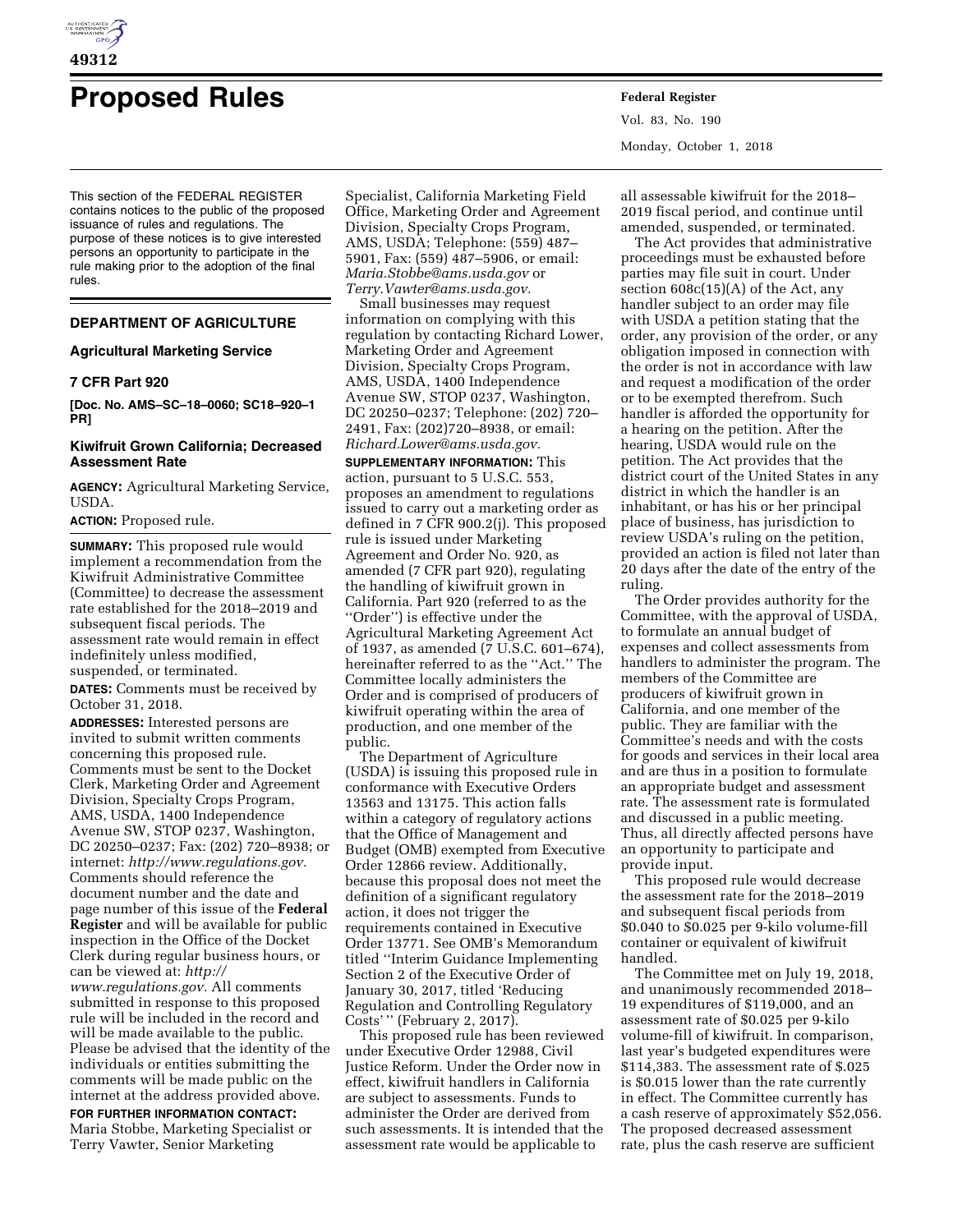# Proposed Rules

This section of the FEDERAL REGISTER contains notices to the public of the proposed issuance of rules and regulations. The purpose of these notices is to give interested persons an opportunity to participate in the rule making prior to the adoption of the final rules.

## DEPARTMENT OF AGRICULTURE

### Agricultural Marketing Service

### 7 CFR Part 920

**[Doc. No. AMS–SC–18–0060; SC18–920–1 PR]**

### Kiwifruit Grown California; Decreased Assessment Rate

**AGENCY:** Agricultural Marketing Service, USDA.

**ACTION:** Proposed rule.

**SUMMARY:** This proposed rule would implement a recommendation from the Kiwifruit Administrative Committee (Committee) to decrease the assessment rate established for the 2018–2019 and subsequent fiscal periods. The assessment rate would remain in effect indefinitely unless modified, suspended, or terminated.

**DATES:** Comments must be received by October 31, 2018.

**ADDRESSES:** Interested persons are invited to submit written comments concerning this proposed rule. Comments must be sent to the Docket Clerk, Marketing Order and Agreement Division, Specialty Crops Program, AMS, USDA, 1400 Independence Avenue SW, STOP 0237, Washington, DC 20250–0237; Fax: (202) 720–8938; or internet: *http://www.regulations.gov.* Comments should reference the document number and the date and page number of this issue of the **Federal Register** and will be available for public inspection in the Office of the Docket Clerk during regular business hours, or can be viewed at: *http://www.regulations.gov.* All comments submitted in response to this proposed rule will be included in the record and will be made available to the public. Please be advised that the identity of the individuals or entities submitting the comments will be made public on the internet at the address provided above.

**FOR FURTHER INFORMATION CONTACT:** Maria Stobbe, Marketing Specialist or Terry Vawter, Senior Marketing Specialist, California Marketing Field Office, Marketing Order and Agreement Division, Specialty Crops Program, AMS, USDA; Telephone: (559) 487–5901, Fax: (559) 487–5906, or email: *Maria.Stobbe@ams.usda.gov* or *Terry.Vawter@ams.usda.gov.*

Small businesses may request information on complying with this regulation by contacting Richard Lower, Marketing Order and Agreement Division, Specialty Crops Program, AMS, USDA, 1400 Independence Avenue SW, STOP 0237, Washington, DC 20250–0237; Telephone: (202) 720–2491, Fax: (202)720–8938, or email: *Richard.Lower@ams.usda.gov.*

**SUPPLEMENTARY INFORMATION:** This action, pursuant to 5 U.S.C. 553, proposes an amendment to regulations issued to carry out a marketing order as defined in 7 CFR 900.2(j). This proposed rule is issued under Marketing Agreement and Order No. 920, as amended (7 CFR part 920), regulating the handling of kiwifruit grown in California. Part 920 (referred to as the ''Order'') is effective under the Agricultural Marketing Agreement Act of 1937, as amended (7 U.S.C. 601–674), hereinafter referred to as the ''Act.'' The Committee locally administers the Order and is comprised of producers of kiwifruit operating within the area of production, and one member of the public.

The Department of Agriculture (USDA) is issuing this proposed rule in conformance with Executive Orders 13563 and 13175. This action falls within a category of regulatory actions that the Office of Management and Budget (OMB) exempted from Executive Order 12866 review. Additionally, because this proposal does not meet the definition of a significant regulatory action, it does not trigger the requirements contained in Executive Order 13771. See OMB's Memorandum titled ''Interim Guidance Implementing Section 2 of the Executive Order of January 30, 2017, titled 'Reducing Regulation and Controlling Regulatory Costs' '' (February 2, 2017).

This proposed rule has been reviewed under Executive Order 12988, Civil Justice Reform. Under the Order now in effect, kiwifruit handlers in California are subject to assessments. Funds to administer the Order are derived from such assessments. It is intended that the assessment rate would be applicable to all assessable kiwifruit for the 2018–2019 fiscal period, and continue until amended, suspended, or terminated.

The Act provides that administrative proceedings must be exhausted before parties may file suit in court. Under section 608c(15)(A) of the Act, any handler subject to an order may file with USDA a petition stating that the order, any provision of the order, or any obligation imposed in connection with the order is not in accordance with law and request a modification of the order or to be exempted therefrom. Such handler is afforded the opportunity for a hearing on the petition. After the hearing, USDA would rule on the petition. The Act provides that the district court of the United States in any district in which the handler is an inhabitant, or has his or her principal place of business, has jurisdiction to review USDA's ruling on the petition, provided an action is filed not later than 20 days after the date of the entry of the ruling.

The Order provides authority for the Committee, with the approval of USDA, to formulate an annual budget of expenses and collect assessments from handlers to administer the program. The members of the Committee are producers of kiwifruit grown in California, and one member of the public. They are familiar with the Committee's needs and with the costs for goods and services in their local area and are thus in a position to formulate an appropriate budget and assessment rate. The assessment rate is formulated and discussed in a public meeting. Thus, all directly affected persons have an opportunity to participate and provide input.

This proposed rule would decrease the assessment rate for the 2018–2019 and subsequent fiscal periods from $0.040 to $0.025 per 9-kilo volume-fill container or equivalent of kiwifruit handled.

The Committee met on July 19, 2018, and unanimously recommended 2018–19 expenditures of $119,000, and an assessment rate of $0.025 per 9-kilo volume-fill of kiwifruit. In comparison, last year's budgeted expenditures were $114,383. The assessment rate of $.025 is $0.015 lower than the rate currently in effect. The Committee currently has a cash reserve of approximately $52,056. The proposed decreased assessment rate, plus the cash reserve are sufficient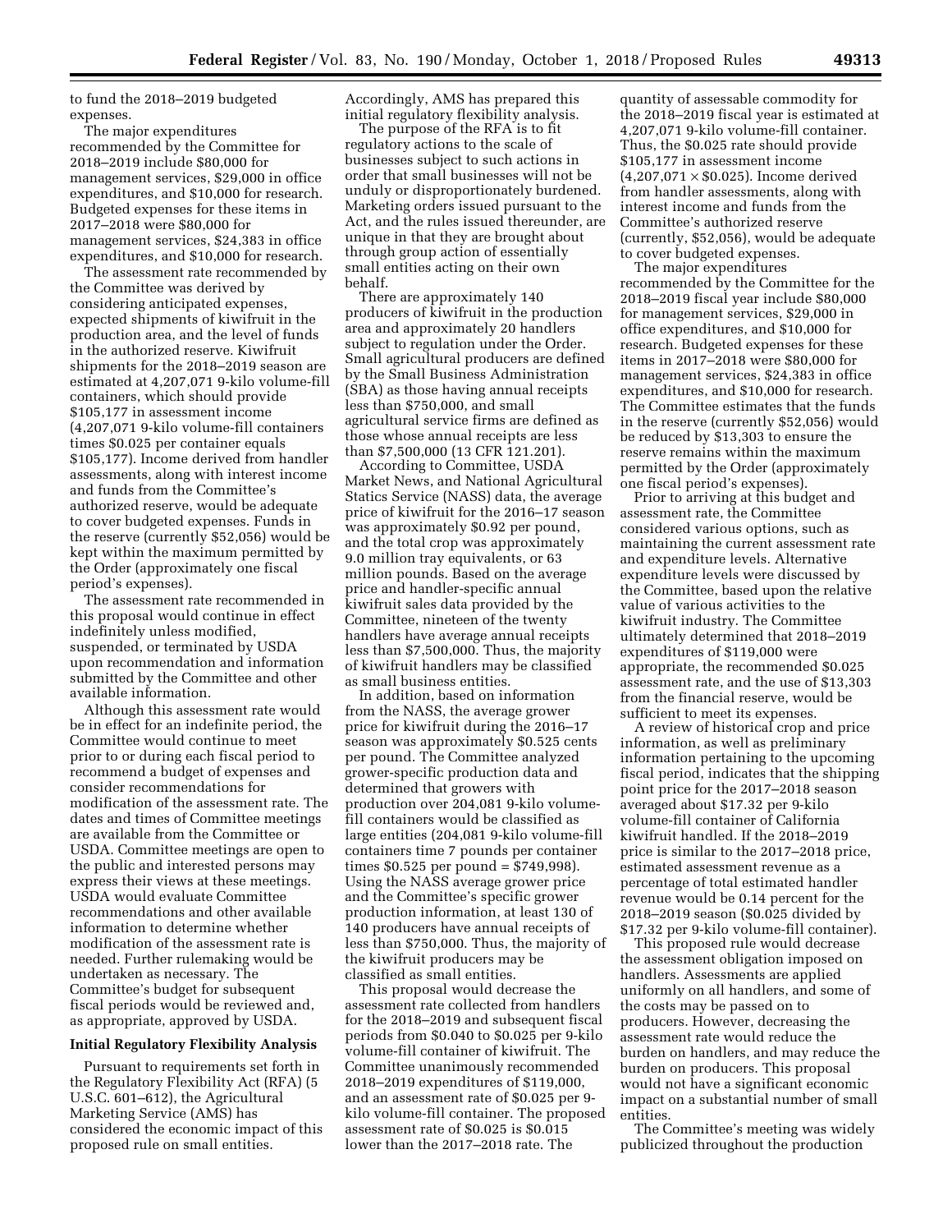to fund the 2018–2019 budgeted expenses.

The major expenditures recommended by the Committee for 2018–2019 include $80,000 for management services, $29,000 in office expenditures, and $10,000 for research. Budgeted expenses for these items in 2017–2018 were $80,000 for management services, $24,383 in office expenditures, and $10,000 for research.

The assessment rate recommended by the Committee was derived by considering anticipated expenses, expected shipments of kiwifruit in the production area, and the level of funds in the authorized reserve. Kiwifruit shipments for the 2018–2019 season are estimated at 4,207,071 9-kilo volume-fill containers, which should provide $105,177 in assessment income (4,207,071 9-kilo volume-fill containers times $0.025 per container equals $105,177). Income derived from handler assessments, along with interest income and funds from the Committee's authorized reserve, would be adequate to cover budgeted expenses. Funds in the reserve (currently $52,056) would be kept within the maximum permitted by the Order (approximately one fiscal period's expenses).

The assessment rate recommended in this proposal would continue in effect indefinitely unless modified, suspended, or terminated by USDA upon recommendation and information submitted by the Committee and other available information.

Although this assessment rate would be in effect for an indefinite period, the Committee would continue to meet prior to or during each fiscal period to recommend a budget of expenses and consider recommendations for modification of the assessment rate. The dates and times of Committee meetings are available from the Committee or USDA. Committee meetings are open to the public and interested persons may express their views at these meetings. USDA would evaluate Committee recommendations and other available information to determine whether modification of the assessment rate is needed. Further rulemaking would be undertaken as necessary. The Committee's budget for subsequent fiscal periods would be reviewed and, as appropriate, approved by USDA.

## Initial Regulatory Flexibility Analysis

Pursuant to requirements set forth in the Regulatory Flexibility Act (RFA) (5 U.S.C. 601–612), the Agricultural Marketing Service (AMS) has considered the economic impact of this proposed rule on small entities. Accordingly, AMS has prepared this initial regulatory flexibility analysis.

The purpose of the RFA is to fit regulatory actions to the scale of businesses subject to such actions in order that small businesses will not be unduly or disproportionately burdened. Marketing orders issued pursuant to the Act, and the rules issued thereunder, are unique in that they are brought about through group action of essentially small entities acting on their own behalf.

There are approximately 140 producers of kiwifruit in the production area and approximately 20 handlers subject to regulation under the Order. Small agricultural producers are defined by the Small Business Administration (SBA) as those having annual receipts less than $750,000, and small agricultural service firms are defined as those whose annual receipts are less than $7,500,000 (13 CFR 121.201).

According to Committee, USDA Market News, and National Agricultural Statics Service (NASS) data, the average price of kiwifruit for the 2016–17 season was approximately $0.92 per pound, and the total crop was approximately 9.0 million tray equivalents, or 63 million pounds. Based on the average price and handler-specific annual kiwifruit sales data provided by the Committee, nineteen of the twenty handlers have average annual receipts less than $7,500,000. Thus, the majority of kiwifruit handlers may be classified as small business entities.

In addition, based on information from the NASS, the average grower price for kiwifruit during the 2016–17 season was approximately $0.525 cents per pound. The Committee analyzed grower-specific production data and determined that growers with production over 204,081 9-kilo volume-fill containers would be classified as large entities (204,081 9-kilo volume-fill containers time 7 pounds per container times $0.525 per pound = $749,998). Using the NASS average grower price and the Committee's specific grower production information, at least 130 of 140 producers have annual receipts of less than $750,000. Thus, the majority of the kiwifruit producers may be classified as small entities.

This proposal would decrease the assessment rate collected from handlers for the 2018–2019 and subsequent fiscal periods from $0.040 to $0.025 per 9-kilo volume-fill container of kiwifruit. The Committee unanimously recommended 2018–2019 expenditures of $119,000, and an assessment rate of $0.025 per 9-kilo volume-fill container. The proposed assessment rate of $0.025 is $0.015 lower than the 2017–2018 rate. The quantity of assessable commodity for the 2018–2019 fiscal year is estimated at 4,207,071 9-kilo volume-fill container. Thus, the $0.025 rate should provide $105,177 in assessment income (4,207,071 × $0.025). Income derived from handler assessments, along with interest income and funds from the Committee's authorized reserve (currently, $52,056), would be adequate to cover budgeted expenses.

The major expenditures recommended by the Committee for the 2018–2019 fiscal year include $80,000 for management services, $29,000 in office expenditures, and $10,000 for research. Budgeted expenses for these items in 2017–2018 were $80,000 for management services, $24,383 in office expenditures, and $10,000 for research. The Committee estimates that the funds in the reserve (currently $52,056) would be reduced by $13,303 to ensure the reserve remains within the maximum permitted by the Order (approximately one fiscal period's expenses).

Prior to arriving at this budget and assessment rate, the Committee considered various options, such as maintaining the current assessment rate and expenditure levels. Alternative expenditure levels were discussed by the Committee, based upon the relative value of various activities to the kiwifruit industry. The Committee ultimately determined that 2018–2019 expenditures of $119,000 were appropriate, the recommended $0.025 assessment rate, and the use of $13,303 from the financial reserve, would be sufficient to meet its expenses.

A review of historical crop and price information, as well as preliminary information pertaining to the upcoming fiscal period, indicates that the shipping point price for the 2017–2018 season averaged about $17.32 per 9-kilo volume-fill container of California kiwifruit handled. If the 2018–2019 price is similar to the 2017–2018 price, estimated assessment revenue as a percentage of total estimated handler revenue would be 0.14 percent for the 2018–2019 season ($0.025 divided by $17.32 per 9-kilo volume-fill container).

This proposed rule would decrease the assessment obligation imposed on handlers. Assessments are applied uniformly on all handlers, and some of the costs may be passed on to producers. However, decreasing the assessment rate would reduce the burden on handlers, and may reduce the burden on producers. This proposal would not have a significant economic impact on a substantial number of small entities.

The Committee's meeting was widely publicized throughout the production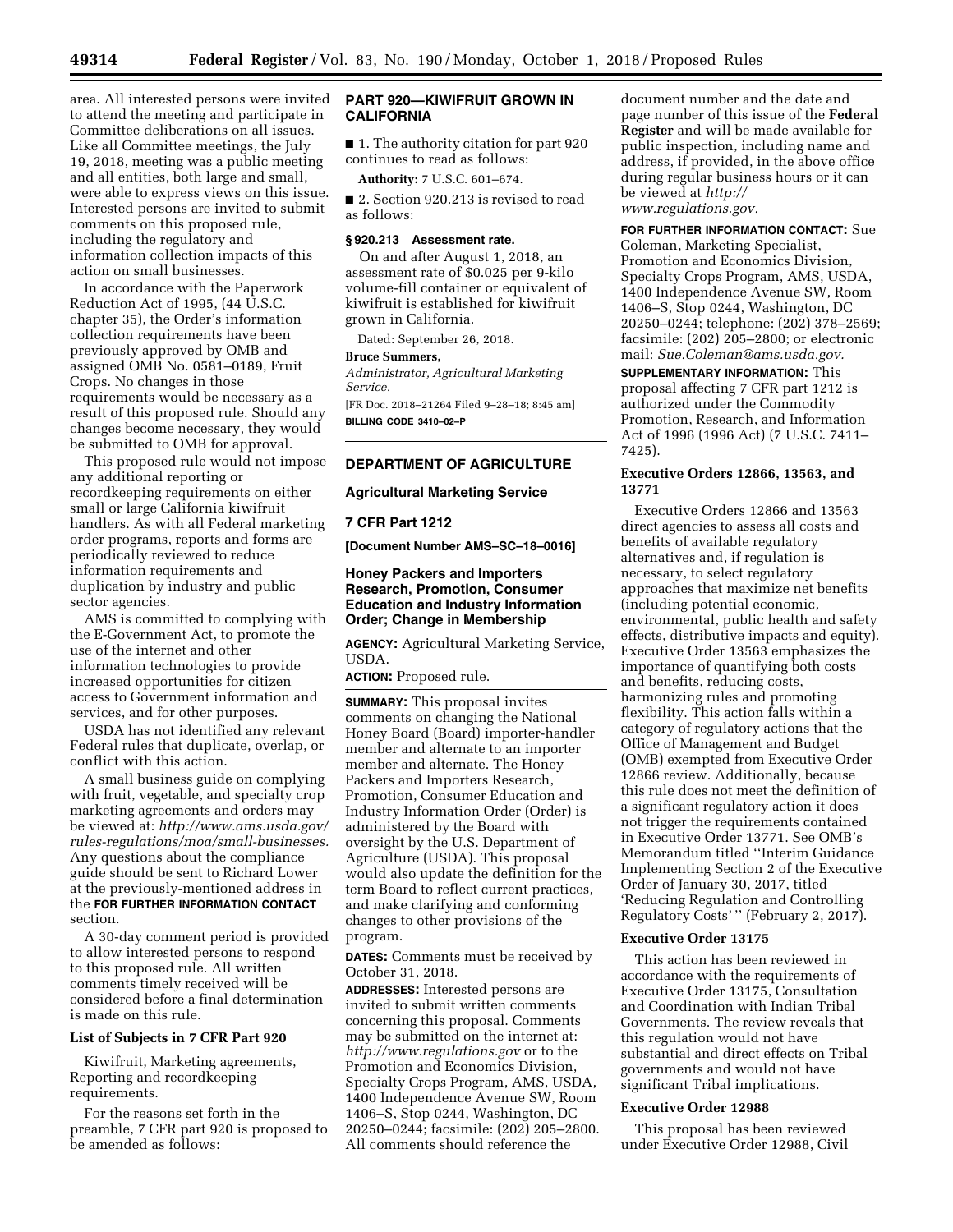area. All interested persons were invited to attend the meeting and participate in Committee deliberations on all issues. Like all Committee meetings, the July 19, 2018, meeting was a public meeting and all entities, both large and small, were able to express views on this issue. Interested persons are invited to submit comments on this proposed rule, including the regulatory and information collection impacts of this action on small businesses.

In accordance with the Paperwork Reduction Act of 1995, (44 U.S.C. chapter 35), the Order's information collection requirements have been previously approved by OMB and assigned OMB No. 0581–0189, Fruit Crops. No changes in those requirements would be necessary as a result of this proposed rule. Should any changes become necessary, they would be submitted to OMB for approval.

This proposed rule would not impose any additional reporting or recordkeeping requirements on either small or large California kiwifruit handlers. As with all Federal marketing order programs, reports and forms are periodically reviewed to reduce information requirements and duplication by industry and public sector agencies.

AMS is committed to complying with the E-Government Act, to promote the use of the internet and other information technologies to provide increased opportunities for citizen access to Government information and services, and for other purposes.

USDA has not identified any relevant Federal rules that duplicate, overlap, or conflict with this action.

A small business guide on complying with fruit, vegetable, and specialty crop marketing agreements and orders may be viewed at: *http://www.ams.usda.gov/rules-regulations/moa/small-businesses.* Any questions about the compliance guide should be sent to Richard Lower at the previously-mentioned address in the **FOR FURTHER INFORMATION CONTACT** section.

A 30-day comment period is provided to allow interested persons to respond to this proposed rule. All written comments timely received will be considered before a final determination is made on this rule.

### List of Subjects in 7 CFR Part 920

Kiwifruit, Marketing agreements, Reporting and recordkeeping requirements.

For the reasons set forth in the preamble, 7 CFR part 920 is proposed to be amended as follows:

## PART 920—KIWIFRUIT GROWN IN CALIFORNIA

■ 1. The authority citation for part 920 continues to read as follows:

**Authority:** 7 U.S.C. 601–674.

■ 2. Section 920.213 is revised to read as follows:

### § 920.213 Assessment rate.

On and after August 1, 2018, an assessment rate of $0.025 per 9-kilo volume-fill container or equivalent of kiwifruit is established for kiwifruit grown in California.

Dated: September 26, 2018.

**Bruce Summers,**

*Administrator, Agricultural Marketing Service.*

[FR Doc. 2018–21264 Filed 9–28–18; 8:45 am]

**BILLING CODE 3410–02–P**

---

## DEPARTMENT OF AGRICULTURE

### Agricultural Marketing Service

### 7 CFR Part 1212

**[Document Number AMS–SC–18–0016]**

## Honey Packers and Importers Research, Promotion, Consumer Education and Industry Information Order; Change in Membership

**AGENCY:** Agricultural Marketing Service, USDA.

**ACTION:** Proposed rule.

**SUMMARY:** This proposal invites comments on changing the National Honey Board (Board) importer-handler member and alternate to an importer member and alternate. The Honey Packers and Importers Research, Promotion, Consumer Education and Industry Information Order (Order) is administered by the Board with oversight by the U.S. Department of Agriculture (USDA). This proposal would also update the definition for the term Board to reflect current practices, and make clarifying and conforming changes to other provisions of the program.

**DATES:** Comments must be received by October 31, 2018.

**ADDRESSES:** Interested persons are invited to submit written comments concerning this proposal. Comments may be submitted on the internet at: *http://www.regulations.gov* or to the Promotion and Economics Division, Specialty Crops Program, AMS, USDA, 1400 Independence Avenue SW, Room 1406–S, Stop 0244, Washington, DC 20250–0244; facsimile: (202) 205–2800. All comments should reference the document number and the date and page number of this issue of the **Federal Register** and will be made available for public inspection, including name and address, if provided, in the above office during regular business hours or it can be viewed at *http://www.regulations.gov.*

**FOR FURTHER INFORMATION CONTACT:** Sue Coleman, Marketing Specialist, Promotion and Economics Division, Specialty Crops Program, AMS, USDA, 1400 Independence Avenue SW, Room 1406–S, Stop 0244, Washington, DC 20250–0244; telephone: (202) 378–2569; facsimile: (202) 205–2800; or electronic mail: *Sue.Coleman@ams.usda.gov.*

**SUPPLEMENTARY INFORMATION:** This proposal affecting 7 CFR part 1212 is authorized under the Commodity Promotion, Research, and Information Act of 1996 (1996 Act) (7 U.S.C. 7411–7425).

### Executive Orders 12866, 13563, and 13771

Executive Orders 12866 and 13563 direct agencies to assess all costs and benefits of available regulatory alternatives and, if regulation is necessary, to select regulatory approaches that maximize net benefits (including potential economic, environmental, public health and safety effects, distributive impacts and equity). Executive Order 13563 emphasizes the importance of quantifying both costs and benefits, reducing costs, harmonizing rules and promoting flexibility. This action falls within a category of regulatory actions that the Office of Management and Budget (OMB) exempted from Executive Order 12866 review. Additionally, because this rule does not meet the definition of a significant regulatory action it does not trigger the requirements contained in Executive Order 13771. See OMB's Memorandum titled ''Interim Guidance Implementing Section 2 of the Executive Order of January 30, 2017, titled 'Reducing Regulation and Controlling Regulatory Costs' '' (February 2, 2017).

### Executive Order 13175

This action has been reviewed in accordance with the requirements of Executive Order 13175, Consultation and Coordination with Indian Tribal Governments. The review reveals that this regulation would not have substantial and direct effects on Tribal governments and would not have significant Tribal implications.

### Executive Order 12988

This proposal has been reviewed under Executive Order 12988, Civil